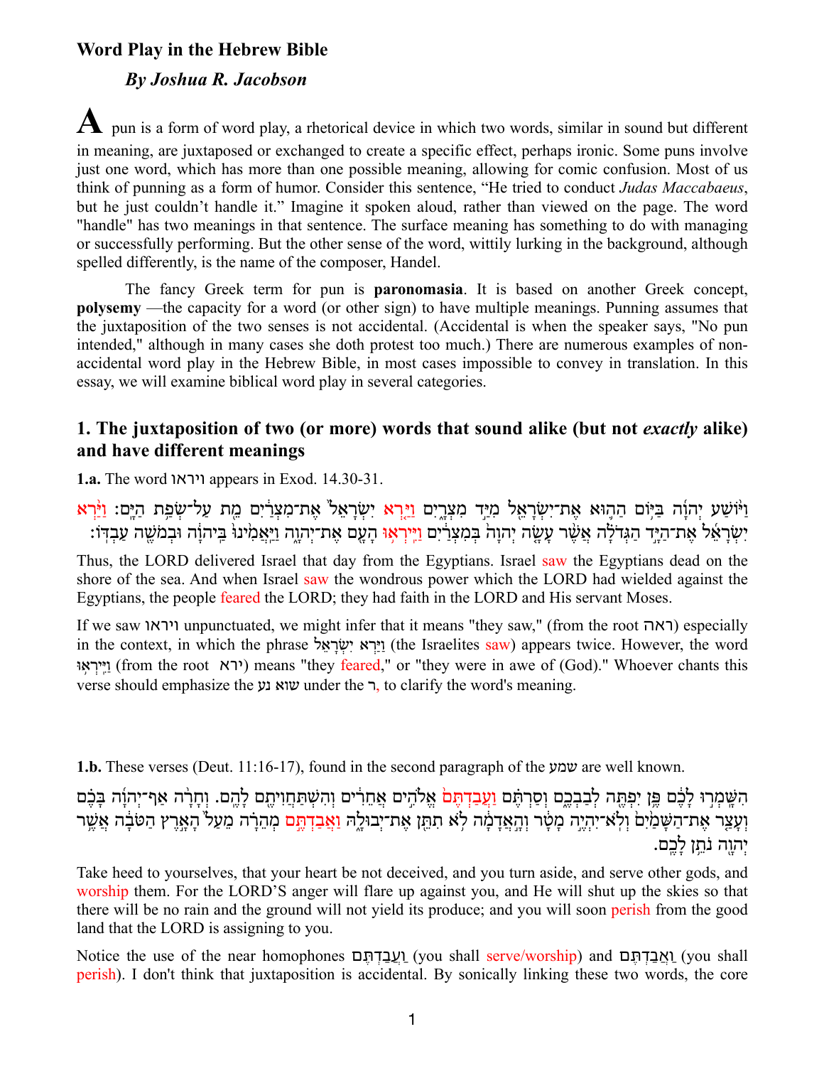# Word Play in the Hebrew Bible

## *By Joshua R. Jacobson*

**A** pun is a form of word play, a rhetorical device in which two words, similar in sound but different in meaning, are juxtaposed or exchanged to create a specific effect, perhaps ironic. Some puns involve just one word, which has more than one possible meaning, allowing for comic confusion. Most of us think of punning as a form of humor. Consider this sentence, "He tried to conduct *Judas Maccabaeus*, but he just couldn't handle it." Imagine it spoken aloud, rather than viewed on the page. The word "handle" has two meanings in that sentence. The surface meaning has something to do with managing or successfully performing. But the other sense of the word, wittily lurking in the background, although spelled differently, is the name of the composer, Handel.

The fancy Greek term for pun is **paronomasia**. It is based on another Greek concept, **polysemy** —the capacity for a word (or other sign) to have multiple meanings. Punning assumes that the juxtaposition of the two senses is not accidental. (Accidental is when the speaker says, "No pun intended," although in many cases she doth protest too much.) There are numerous examples of non-accidental word play in the Hebrew Bible, in most cases impossible to convey in translation. In this essay, we will examine biblical word play in several categories.

## 1. The juxtaposition of two (or more) words that sound alike (but not *exactly* alike) and have different meanings

**1.a.** The word ויראו appears in Exod. 14.30-31.

וַיּוֹשַׁע יְהוָה בַּיּוֹם הַהוּא אֶת־יִשְׂרָאֵל מִיַּד מִצְרָיִם וַיַּרְא יִשְׂרָאֵל אֶת־מִצְרַיִם מֵת עַל־שְׂפַת הַיָּם׃ וַיַּרְא יִשְׂרָאֵל אֶת־הַיָּד הַגְּדֹלָה אֲשֶׁר עָשָׂה יְהוָה בְּמִצְרַיִם וַיִּירְאוּ הָעָם אֶת־יְהוָה וַיַּאֲמִינוּ בַּיהוָה וּבְמֹשֶׁה עַבְדּוֹ׃

Thus, the LORD delivered Israel that day from the Egyptians. Israel saw the Egyptians dead on the shore of the sea. And when Israel saw the wondrous power which the LORD had wielded against the Egyptians, the people feared the LORD; they had faith in the LORD and His servant Moses.

If we saw ויראו unpunctuated, we might infer that it means "they saw," (from the root ראה) especially in the context, in which the phrase וַיַּרְא יִשְׂרָאֵל (the Israelites saw) appears twice. However, the word וַיִּירְאוּ (from the root ירא) means "they feared," or "they were in awe of (God)." Whoever chants this verse should emphasize the שוא נע under the ר, to clarify the word's meaning.

**1.b.** These verses (Deut. 11:16-17), found in the second paragraph of the שמע are well known.

הִשָּׁמְרוּ לָכֶם פֶּן יִפְתֶּה לְבַבְכֶם וְסַרְתֶּם וַעֲבַדְתֶּם אֱלֹהִים אֲחֵרִים וְהִשְׁתַּחֲוִיתֶם לָהֶם. וְחָרָה אַף־יְהוָה בָּכֶם וְעָצַר אֶת־הַשָּׁמַיִם וְלֹא־יִהְיֶה מָטָר וְהָאֲדָמָה לֹא תִתֵּן אֶת־יְבוּלָהּ וַאֲבַדְתֶּם מְהֵרָה מֵעַל הָאָרֶץ הַטֹּבָה אֲשֶׁר יְהוָה נֹתֵן לָכֶם.

Take heed to yourselves, that your heart be not deceived, and you turn aside, and serve other gods, and worship them. For the LORD'S anger will flare up against you, and He will shut up the skies so that there will be no rain and the ground will not yield its produce; and you will soon perish from the good land that the LORD is assigning to you.

Notice the use of the near homophones וַעֲבַדְתֶּם (you shall serve/worship) and וַאֲבַדְתֶּם (you shall perish). I don't think that juxtaposition is accidental. By sonically linking these two words, the core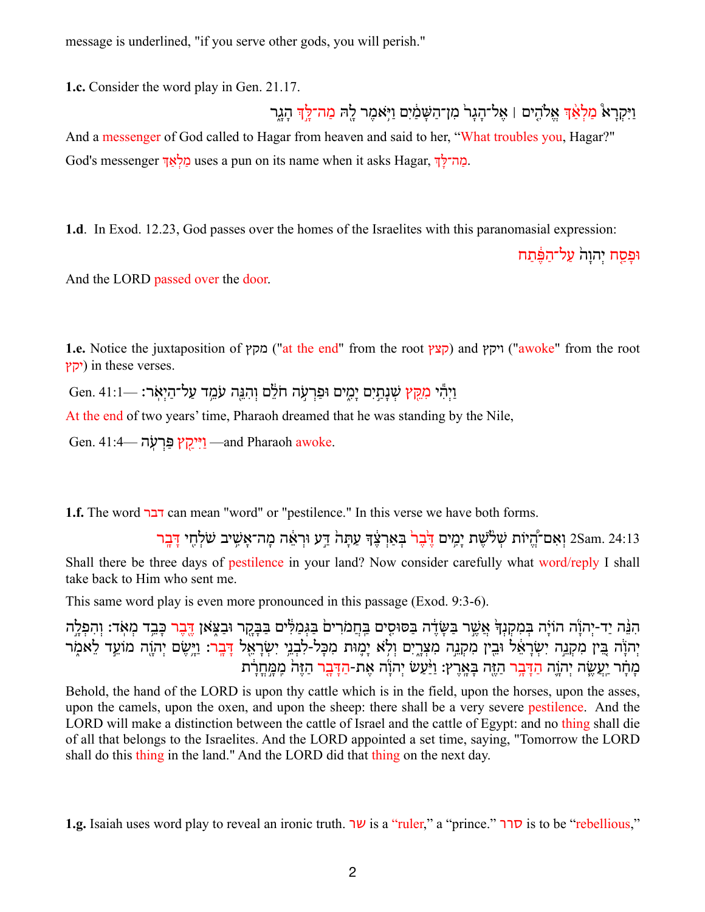message is underlined, "if you serve other gods, you will perish."

**1.c.** Consider the word play in Gen. 21.17.

וַיִּקְרָא֩ מַלְאַ֨ךְ אֱלֹהִ֤ים ׀ אֶל־הָגָר֙ מִן־הַשָּׁמַ֔יִם וַיֹּ֥אמֶר לָ֖הּ מַה־לָּ֣ךְ הָגָ֑ר

And a messenger of God called to Hagar from heaven and said to her, "What troubles you, Hagar?"

God's messenger מַלְאַךְ uses a pun on its name when it asks Hagar, מַה־לָּךְ.

**1.d**. In Exod. 12.23, God passes over the homes of the Israelites with this paranomasial expression:

וּפָסַ֤ח יְהוָה֙ עַל־הַפֶּ֔תַח

And the LORD passed over the door.

**1.e.** Notice the juxtaposition of מקץ ("at the end" from the root קצץ) and ויקץ ("awoke" from the root יקץ) in these verses.

Gen. 41:1— וַיְהִ֕י מִקֵּ֖ץ שְׁנָתַ֣יִם יָמִ֑ים וּפַרְעֹ֣ה חֹלֵ֔ם וְהִנֵּ֖ה עֹמֵ֥ד עַל־הַיְאֹֽר׃

At the end of two years' time, Pharaoh dreamed that he was standing by the Nile,

Gen. 41:4— וַיִּיקַ֖ץ פַּרְעֹֽה —and Pharaoh awoke.

**1.f.** The word דבר can mean "word" or "pestilence." In this verse we have both forms.

2Sam. 24:13 וְאִם־הֱי֨וֹת שְׁלֹ֧שֶׁת יָמִ֛ים דֶּ֖בֶר בְּאַרְצֶ֑ךָ עַתָּה֙ דַּ֣ע וּרְאֵ֔ה מָה־אָשִׁ֥יב שֹׁלְחִ֖י דָּבָֽר

Shall there be three days of pestilence in your land? Now consider carefully what word/reply I shall take back to Him who sent me.

This same word play is even more pronounced in this passage (Exod. 9:3-6).

הִנֵּ֨ה יַד־יְהוָ֜ה הוֹיָ֗ה בְּמִקְנְךָ֙ אֲשֶׁ֣ר בַּשָּׂדֶ֔ה בַּסּוּסִ֤ים בַּחֲמֹרִים֙ בַּגְּמַלִּ֔ים בַּבָּקָ֖ר וּבַצֹּ֑אן דֶּ֖בֶר כָּבֵ֥ד מְאֹֽד׃ וְהִפְלָ֣ה יְהוָ֔ה בֵּ֚ין מִקְנֵ֣ה יִשְׂרָאֵ֔ל וּבֵ֖ין מִקְנֵ֣ה מִצְרָ֑יִם וְלֹ֥א יָמ֛וּת מִכָּל־לִבְנֵ֥י יִשְׂרָאֵ֖ל דָּבָֽר׃ וַיָּ֥שֶׂם יְהוָ֖ה מוֹעֵ֣ד לֵאמֹ֑ר מָחָ֗ר יַעֲשֶׂ֧ה יְהוָ֛ה הַדָּבָ֥ר הַזֶּ֖ה בָּאָֽרֶץ׃ וַיַּ֨עַשׂ יְהוָ֜ה אֶת־הַדָּבָ֤ר הַזֶּה֙ מִֽמָּחֳרָ֔ת

Behold, the hand of the LORD is upon thy cattle which is in the field, upon the horses, upon the asses, upon the camels, upon the oxen, and upon the sheep: there shall be a very severe pestilence. And the LORD will make a distinction between the cattle of Israel and the cattle of Egypt: and no thing shall die of all that belongs to the Israelites. And the LORD appointed a set time, saying, "Tomorrow the LORD shall do this thing in the land." And the LORD did that thing on the next day.

**1.g.** Isaiah uses word play to reveal an ironic truth. שר is a "ruler," a "prince." סרר is to be "rebellious,"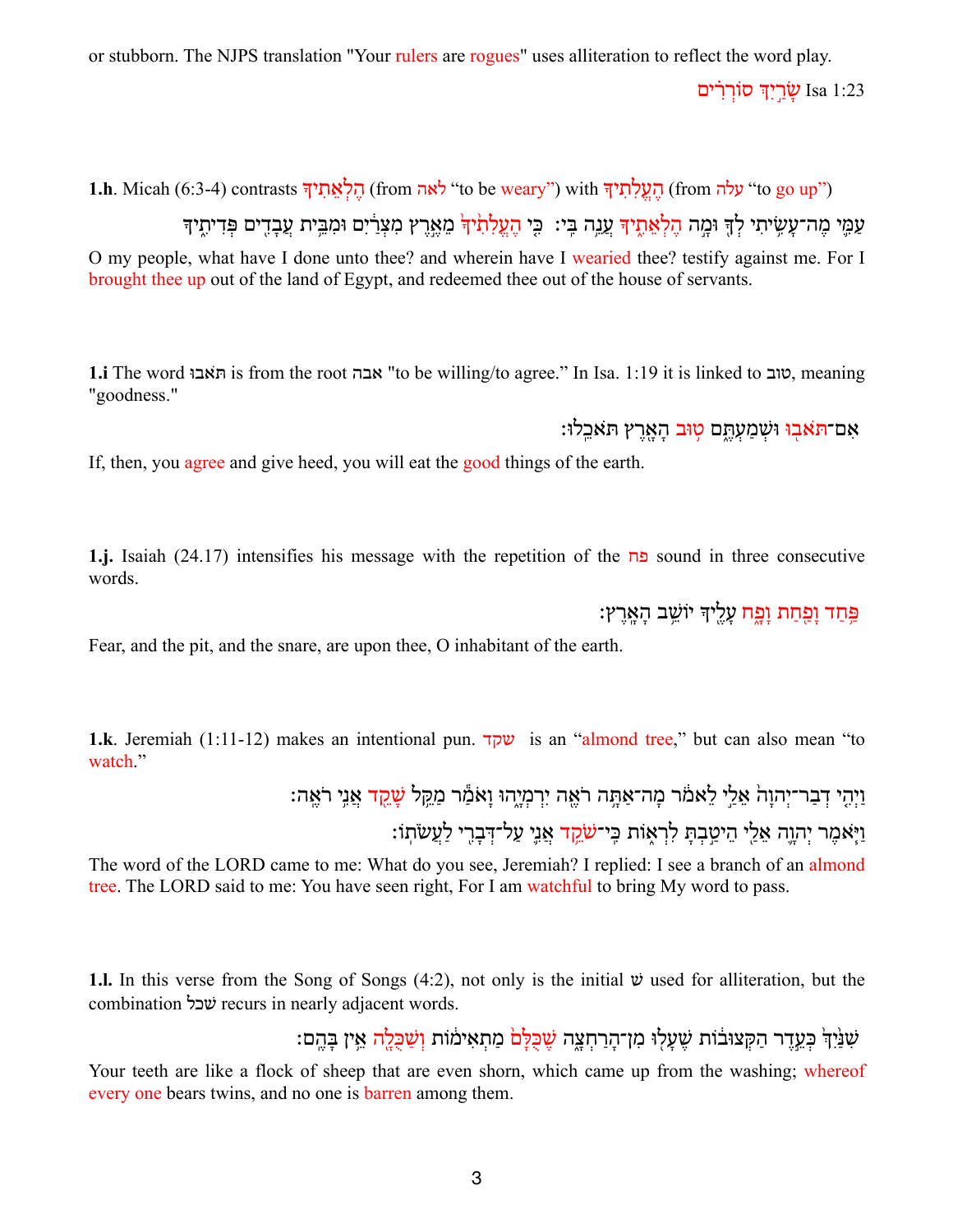or stubborn. The NJPS translation "Your rulers are rogues" uses alliteration to reflect the word play.

שָׂרַ֫יִךְ סוֹרְרִים Isa 1:23

**1.h**. Micah (6:3-4) contrasts הֶלְאֵתִיךָ (from לאה "to be weary") with הֶעֱלִתִיךָ (from עלה "to go up")

עַמִּ֛י מֶה־עָשִׂ֥יתִי לְךָ֖ וּמָ֣ה הֶלְאֵתִ֑יךָ עֲנֵ֥ה בִֽי׃ כִּ֤י הֶֽעֱלִתִ֙יךָ֙ מֵאֶ֣רֶץ מִצְרַ֔יִם וּמִבֵּ֥ית עֲבָדִ֖ים פְּדִיתִ֑יךָ

O my people, what have I done unto thee? and wherein have I wearied thee? testify against me. For I brought thee up out of the land of Egypt, and redeemed thee out of the house of servants.

**1.i** The word תאבו is from the root אבה "to be willing/to agree." In Isa. 1:19 it is linked to טוב, meaning "goodness."

אִם־תֹּאב֖וּ וּשְׁמַעְתֶּ֑ם ט֥וּב הָאָ֖רֶץ תֹּאכֵֽלוּ׃

If, then, you agree and give heed, you will eat the good things of the earth.

**1.j.** Isaiah (24.17) intensifies his message with the repetition of the פח sound in three consecutive words.

פַּ֥חַד וָפַ֖חַת וָפָ֑ח עָלֶ֖יךָ יוֹשֵׁ֥ב הָאָֽרֶץ׃

Fear, and the pit, and the snare, are upon thee, O inhabitant of the earth.

**1.k**. Jeremiah (1:11-12) makes an intentional pun. שקד is an "almond tree," but can also mean "to watch."

וַיְהִ֤י דְבַר־יְהוָה֙ אֵלַ֣י לֵאמֹ֔ר מָה־אַתָּ֥ה רֹאֶ֖ה יִרְמְיָ֑הוּ וָאֹמַ֕ר מַקֵּ֥ל שָׁקֵ֖ד אֲנִ֥י רֹאֶֽה׃

וַיֹּ֧אמֶר יְהוָ֛ה אֵלַ֖י הֵיטַ֣בְתָּ לִרְא֑וֹת כִּֽי־שֹׁקֵ֥ד אֲנִ֛י עַל־דְּבָרִ֖י לַעֲשֹׂתֽוֹ׃

The word of the LORD came to me: What do you see, Jeremiah? I replied: I see a branch of an almond tree. The LORD said to me: You have seen right, For I am watchful to bring My word to pass.

**1.l.** In this verse from the Song of Songs (4:2), not only is the initial ש used for alliteration, but the combination שכל recurs in nearly adjacent words.

שִׁנַּ֙יִךְ֙ כְּעֵ֣דֶר הַקְּצוּב֔וֹת שֶׁעָל֖וּ מִן־הָרַחְצָ֑ה שֶׁכֻּלָּם֙ מַתְאִימ֔וֹת וְשַׁכֻּלָ֖ה אֵ֥ין בָּהֶֽם׃

Your teeth are like a flock of sheep that are even shorn, which came up from the washing; whereof every one bears twins, and no one is barren among them.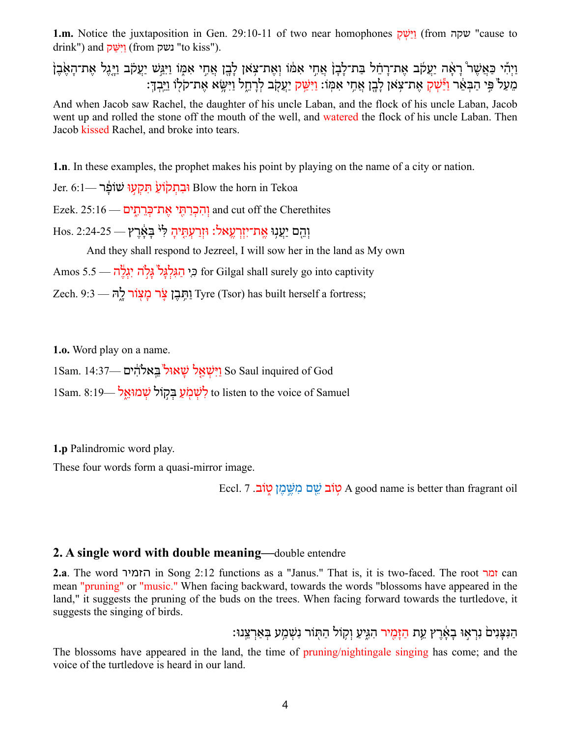**1.m.** Notice the juxtaposition in Gen. 29:10-11 of two near homophones וַיַּשְׁקְ (from שקה "cause to drink") and וַיִּשַּׁק (from נשק "to kiss").

וַיְהִ֡י כַּאֲשֶׁר֩ רָאָ֨ה יַעֲקֹ֜ב אֶת־רָחֵ֗ל בַּת־לָבָן֙ אֲחִ֣י אִמּ֔וֹ וְאֶת־צֹ֥אן לָבָ֖ן אֲחִ֣י אִמּ֑וֹ וַיִּגַּ֣שׁ יַעֲקֹ֗ב וַיָּ֤גֶל אֶת־הָאֶ֨בֶן֙ מֵעַל֙ פִּ֣י הַבְּאֵ֔ר וַיַּ֕שְׁקְ אֶת־צֹ֖אן לָבָ֥ן אֲחִ֥י אִמּֽוֹ׃ וַיִּשַּׁ֥ק יַעֲקֹ֖ב לְרָחֵ֑ל וַיִּשָּׂ֥א אֶת־קֹל֖וֹ וַיֵּֽבְךְּ׃

And when Jacob saw Rachel, the daughter of his uncle Laban, and the flock of his uncle Laban, Jacob went up and rolled the stone off the mouth of the well, and watered the flock of his uncle Laban. Then Jacob kissed Rachel, and broke into tears.

**1.n**. In these examples, the prophet makes his point by playing on the name of a city or nation.

Jer. 6:1— וּבִתְק֙וֹעַ֙ תִּקְע֣וּ שׁוֹפָ֔ר Blow the horn in Tekoa

Ezek. 25:16 — וְהִכְרַתִּ֖י אֶת־כְּרֵתִ֑ים and cut off the Cherethites

Hos. 2:24-25 — וְהֵ֖ם יַעֲנ֥וּ אֶת־יִזְרְעֶֽאל׃ וּזְרַעְתִּ֤יהָ לִּי֙ בָּאָ֔רֶץ

And they shall respond to Jezreel, I will sow her in the land as My own

Amos 5.5 — כִּ֤י הַגִּלְגָּל֙ גָּלֹ֣ה יִגְלֶ֔ה for Gilgal shall surely go into captivity

Zech. 9:3 — וַתִּ֥בֶן צֹ֛ר מָצ֖וֹר לָ֑הּ Tyre (Tsor) has built herself a fortress;

**1.o.** Word play on a name.

1Sam. 14:37— וַיִּשְׁאַ֤ל שָׁאוּל֙ בֵּֽאלֹהִ֔ים So Saul inquired of God

1Sam. 8:19— לִשְׁמֹ֖עַ בְּק֣וֹל שְׁמוּאֵ֑ל to listen to the voice of Samuel

**1.p** Palindromic word play.

These four words form a quasi-mirror image.

Eccl. 7 .ט֥וֹב שֵׁ֖ם מִשֶּׁ֣מֶן ט֑וֹב A good name is better than fragrant oil

## 2. A single word with double meaning—double entendre

**2.a**. The word הזמיר in Song 2:12 functions as a "Janus." That is, it is two-faced. The root זמר can mean "pruning" or "music." When facing backward, towards the words "blossoms have appeared in the land," it suggests the pruning of the buds on the trees. When facing forward towards the turtledove, it suggests the singing of birds.

הַנִּצָּנִים֙ נִרְא֣וּ בָאָ֔רֶץ עֵ֥ת הַזָּמִ֖יר הִגִּ֑יעַ וְק֥וֹל הַתּ֖וֹר נִשְׁמַ֥ע בְּאַרְצֵֽנוּ׃

The blossoms have appeared in the land, the time of pruning/nightingale singing has come; and the voice of the turtledove is heard in our land.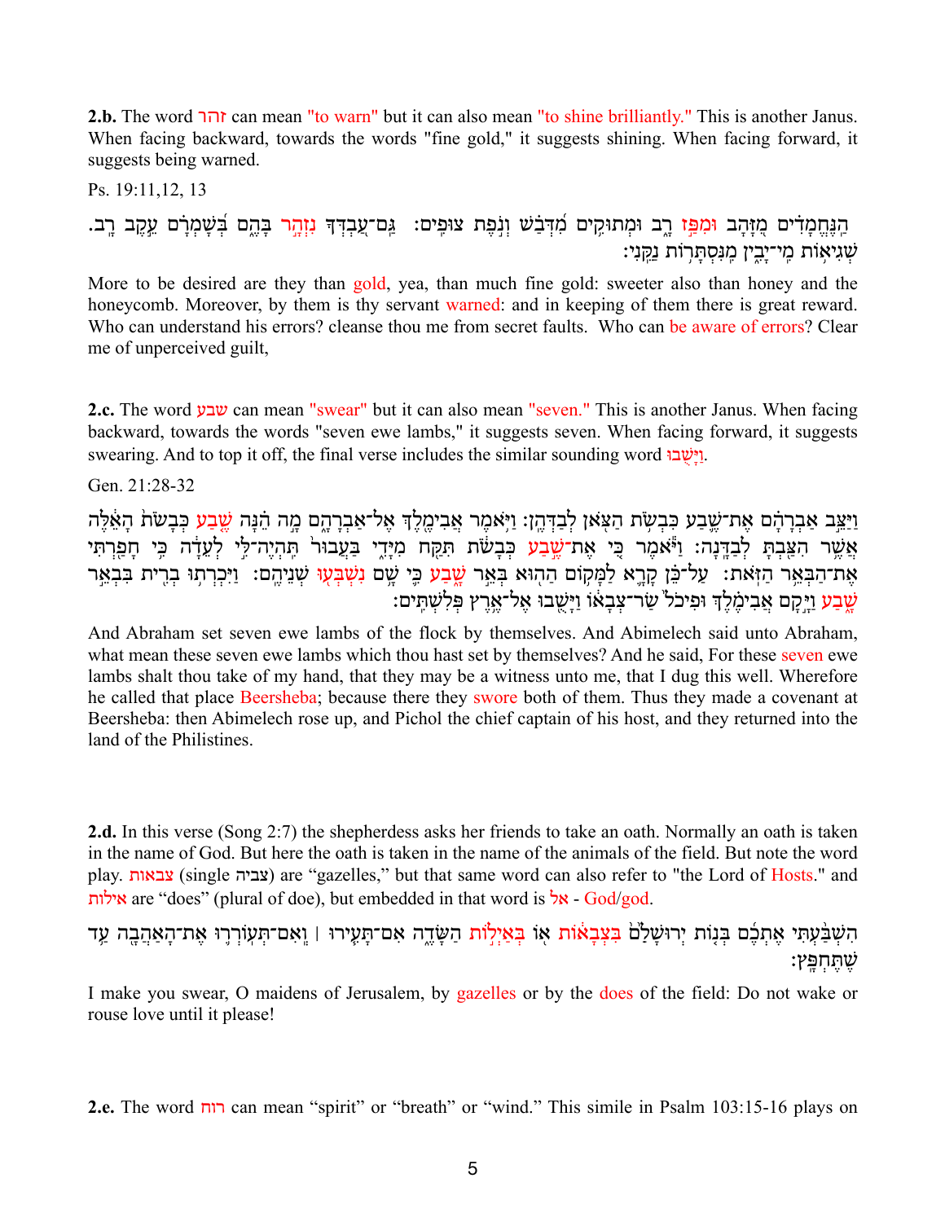**2.b.** The word זהר can mean "to warn" but it can also mean "to shine brilliantly." This is another Janus. When facing backward, towards the words "fine gold," it suggests shining. When facing forward, it suggests being warned.

Ps. 19:11,12, 13

הַֽנֶּחֱמָדִים מִזָּהָב וּמִפַּז רָב וּמְתוּקִים מִדְּבַשׁ וְנֹפֶת צוּפִים׃ גַּם־עַבְדְּךָ נִזְהָר בָּהֶם בְּשָׁמְרָם עֵקֶב רָב׃ שְׁגִיאוֹת מִי־יָבִין מִנִּסְתָּרוֹת נַקֵּנִי׃

More to be desired are they than gold, yea, than much fine gold: sweeter also than honey and the honeycomb. Moreover, by them is thy servant warned: and in keeping of them there is great reward. Who can understand his errors? cleanse thou me from secret faults. Who can be aware of errors? Clear me of unperceived guilt,

**2.c.** The word שבע can mean "swear" but it can also mean "seven." This is another Janus. When facing backward, towards the words "seven ewe lambs," it suggests seven. When facing forward, it suggests swearing. And to top it off, the final verse includes the similar sounding word וַיָּשֻׁבוּ.

Gen. 21:28-32

וַיַּצֵּב אַבְרָהָם אֶת־שֶׁבַע כִּבְשֹׂת הַצֹּאן לְבַדְּהֶן׃ וַיֹּאמֶר אֲבִימֶלֶךְ אֶל־אַבְרָהָם מָה הֵנָּה שֶׁבַע כְּבָשֹׂת הָאֵלֶּה אֲשֶׁר הִצַּבְתָּ לְבַדָּנָה׃ וַיֹּאמֶר כִּי אֶת־שֶׁבַע כְּבָשֹׂת תִּקַּח מִיָּדִי בַּעֲבוּר תִּהְיֶה־לִּי לְעֵדָה כִּי חָפַרְתִּי אֶת־הַבְּאֵר הַזֹּאת׃ עַל־כֵּן קָרָא לַמָּקוֹם הַהוּא בְּאֵר שָׁבַע כִּי שָׁם נִשְׁבְּעוּ שְׁנֵיהֶם׃ וַיִּכְרְתוּ בְרִית בִּבְאֵר שָׁבַע וַיָּקָם אֲבִימֶלֶךְ וּפִיכֹל שַׂר־צְבָאוֹ וַיָּשֻׁבוּ אֶל־אֶרֶץ פְּלִשְׁתִּים׃

And Abraham set seven ewe lambs of the flock by themselves. And Abimelech said unto Abraham, what mean these seven ewe lambs which thou hast set by themselves? And he said, For these seven ewe lambs shalt thou take of my hand, that they may be a witness unto me, that I dug this well. Wherefore he called that place Beersheba; because there they swore both of them. Thus they made a covenant at Beersheba: then Abimelech rose up, and Pichol the chief captain of his host, and they returned into the land of the Philistines.

**2.d.** In this verse (Song 2:7) the shepherdess asks her friends to take an oath. Normally an oath is taken in the name of God. But here the oath is taken in the name of the animals of the field. But note the word play. צבאות (single צביה) are "gazelles," but that same word can also refer to "the Lord of Hosts." and אילות are "does" (plural of doe), but embedded in that word is אל - God/god.

הִשְׁבַּעְתִּי אֶתְכֶם בְּנוֹת יְרוּשָׁלִַם בִּצְבָאוֹת אוֹ בְּאַיְלוֹת הַשָּׂדֶה אִם־תָּעִירוּ ׀ וְֽאִם־תְּעוֹרְרוּ אֶת־הָאַהֲבָה עַד שֶׁתֶּחְפָּץ׃

I make you swear, O maidens of Jerusalem, by gazelles or by the does of the field: Do not wake or rouse love until it please!

**2.e.** The word רוח can mean "spirit" or "breath" or "wind." This simile in Psalm 103:15-16 plays on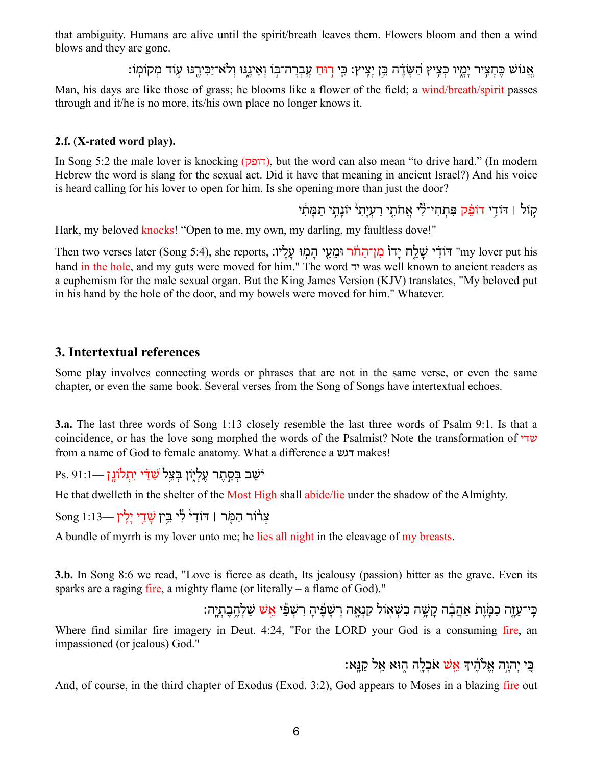that ambiguity. Humans are alive until the spirit/breath leaves them. Flowers bloom and then a wind blows and they are gone.

אֱנוֹשׁ כֶּחָצִיר יָמָיו כְּצִיץ הַשָּׂדֶה כֵּן יָצִיץ׃ כִּי רוּחַ עָבְרָה־בּוֹ וְאֵינֶנּוּ וְלֹא־יַכִּירֶנּוּ עוֹד מְקוֹמוֹ׃

Man, his days are like those of grass; he blooms like a flower of the field; a wind/breath/spirit passes through and it/he is no more, its/his own place no longer knows it.

### 2.f. (X-rated word play).

In Song 5:2 the male lover is knocking (דופק), but the word can also mean "to drive hard." (In modern Hebrew the word is slang for the sexual act. Did it have that meaning in ancient Israel?) And his voice is heard calling for his lover to open for him. Is she opening more than just the door?

קוֹל ׀ דּוֹדִי דוֹפֵק פִּתְחִי־לִי אֲחֹתִי רַעְיָתִי יוֹנָתִי תַמָּתִי

Hark, my beloved knocks! "Open to me, my own, my darling, my faultless dove!"

Then two verses later (Song 5:4), she reports, דּוֹדִי שָׁלַח יָדוֹ מִן־הַחֹר וּמֵעַי הָמוּ עָלָיו׃ "my lover put his hand in the hole, and my guts were moved for him." The word יד was well known to ancient readers as a euphemism for the male sexual organ. But the King James Version (KJV) translates, "My beloved put in his hand by the hole of the door, and my bowels were moved for him." Whatever.

## 3. Intertextual references

Some play involves connecting words or phrases that are not in the same verse, or even the same chapter, or even the same book. Several verses from the Song of Songs have intertextual echoes.

**3.a.** The last three words of Song 1:13 closely resemble the last three words of Psalm 9:1. Is that a coincidence, or has the love song morphed the words of the Psalmist? Note the transformation of שדי from a name of God to female anatomy. What a difference a דגש makes!

Ps. 91:1— יֹשֵׁב בְּסֵתֶר עֶלְיוֹן בְּצֵל שַׁדַּי יִתְלוֹנָן

He that dwelleth in the shelter of the Most High shall abide/lie under the shadow of the Almighty.

Song 1:13— צְרוֹר הַמֹּר ׀ דּוֹדִי לִי בֵּין שָׁדַי יָלִין

A bundle of myrrh is my lover unto me; he lies all night in the cleavage of my breasts.

**3.b.** In Song 8:6 we read, "Love is fierce as death, Its jealousy (passion) bitter as the grave. Even its sparks are a raging fire, a mighty flame (or literally – a flame of God)."

כִּי־עַזָּה כַמָּוֶת אַהֲבָה קָשָׁה כִשְׁאוֹל קִנְאָה רְשָׁפֶיהָ רִשְׁפֵּי אֵשׁ שַׁלְהֶבֶתְיָה׃

Where find similar fire imagery in Deut. 4:24, "For the LORD your God is a consuming fire, an impassioned (or jealous) God."

כִּי יְהוָה אֱלֹהֶיךָ אֵשׁ אֹכְלָה הוּא אֵל קַנָּא׃

And, of course, in the third chapter of Exodus (Exod. 3:2), God appears to Moses in a blazing fire out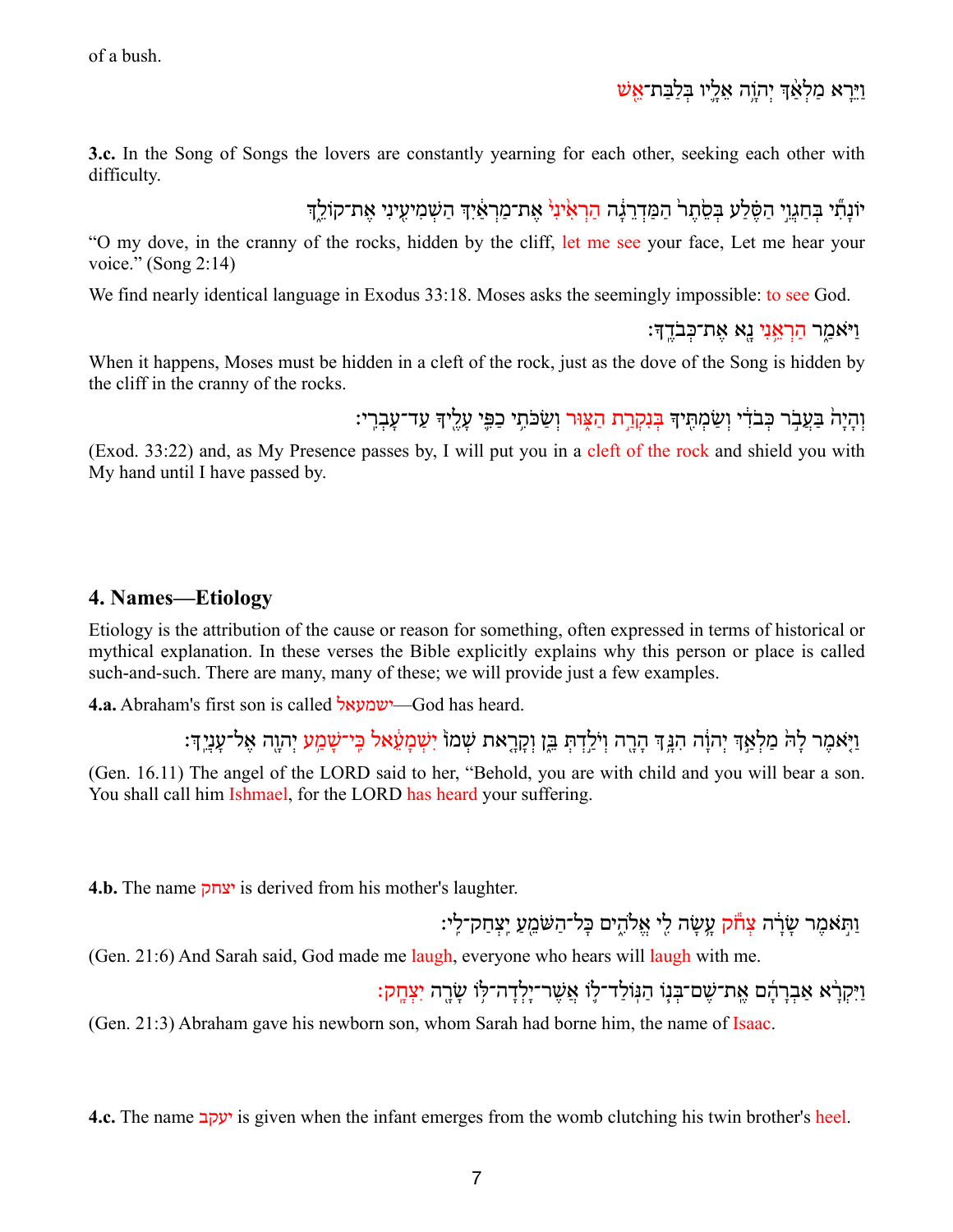of a bush.

וַיֵּרָא מַלְאַךְ יְהוָה אֵלָיו בְּלַבַּת־אֵשׁ

**3.c.** In the Song of Songs the lovers are constantly yearning for each other, seeking each other with difficulty.

יוֹנָתִי בְּחַגְוֵי הַסֶּלַע בְּסֵתֶר הַמַּדְרֵגָה הַרְאִינִי אֶת־מַרְאַיִךְ הַשְׁמִיעִינִי אֶת־קוֹלֵךְ

"O my dove, in the cranny of the rocks, hidden by the cliff, let me see your face, Let me hear your voice." (Song 2:14)

We find nearly identical language in Exodus 33:18. Moses asks the seemingly impossible: to see God.

וַיֹּאמַר הַרְאֵנִי נָא אֶת־כְּבֹדֶךָ׃

When it happens, Moses must be hidden in a cleft of the rock, just as the dove of the Song is hidden by the cliff in the cranny of the rocks.

וְהָיָה בַּעֲבֹר כְּבֹדִי וְשַׂמְתִּיךָ בְּנִקְרַת הַצּוּר וְשַׂכֹּתִי כַפִּי עָלֶיךָ עַד־עָבְרִי׃

(Exod. 33:22) and, as My Presence passes by, I will put you in a cleft of the rock and shield you with My hand until I have passed by.

## 4. Names—Etiology

Etiology is the attribution of the cause or reason for something, often expressed in terms of historical or mythical explanation. In these verses the Bible explicitly explains why this person or place is called such-and-such. There are many, many of these; we will provide just a few examples.

**4.a.** Abraham's first son is called ישמעאל—God has heard.

וַיֹּאמֶר לָהּ מַלְאַךְ יְהוָה הִנָּךְ הָרָה וְיֹלַדְתְּ בֵּן וְקָרָאת שְׁמוֹ יִשְׁמָעֵאל כִּי־שָׁמַע יְהוָה אֶל־עָנְיֵךְ׃

(Gen. 16.11) The angel of the LORD said to her, "Behold, you are with child and you will bear a son. You shall call him Ishmael, for the LORD has heard your suffering.

**4.b.** The name יצחק is derived from his mother's laughter.

וַתֹּאמֶר שָׂרָה צְחֹק עָשָׂה לִי אֱלֹהִים כָּל־הַשֹּׁמֵעַ יִצְחַק־לִי׃

(Gen. 21:6) And Sarah said, God made me laugh, everyone who hears will laugh with me.

וַיִּקְרָא אַבְרָהָם אֶת־שֶׁם־בְּנוֹ הַנּוֹלַד־לוֹ אֲשֶׁר־יָלְדָה־לּוֹ שָׂרָה יִצְחָק׃

(Gen. 21:3) Abraham gave his newborn son, whom Sarah had borne him, the name of Isaac.

**4.c.** The name יעקב is given when the infant emerges from the womb clutching his twin brother's heel.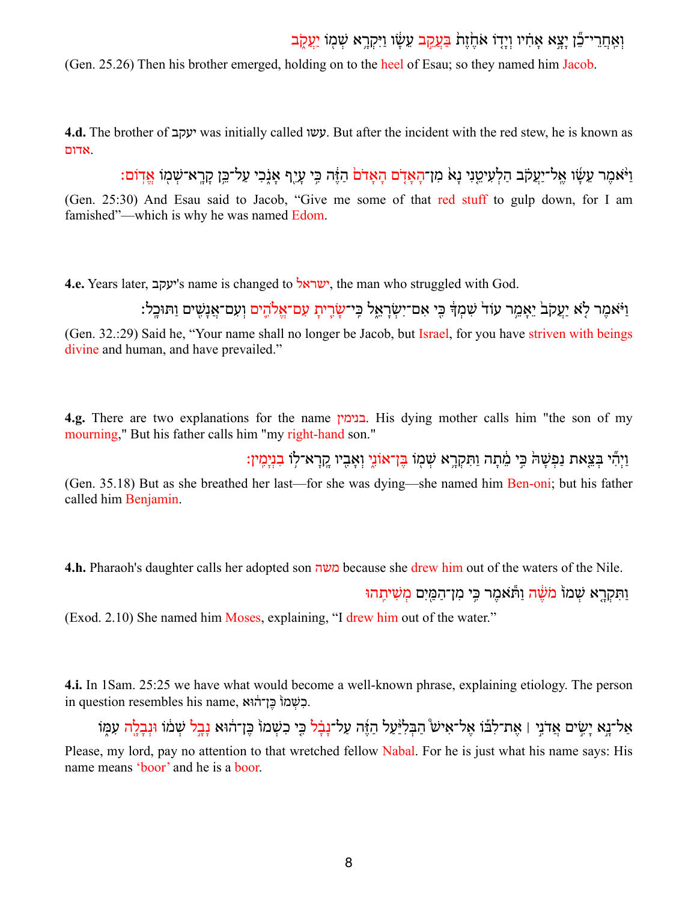וְאַֽחֲרֵי־כֵ֞ן יָצָ֣א אָחִ֗יו וְיָד֤וֹ אֹחֶ֙זֶת֙ בַּעֲקֵ֣ב עֵשָׂ֔ו וַיִּקְרָ֥א שְׁמ֖וֹ יַעֲקֹ֑ב

(Gen. 25.26) Then his brother emerged, holding on to the heel of Esau; so they named him Jacob.

**4.d.** The brother of יעקב was initially called עשו. But after the incident with the red stew, he is known as אדום.

וַיֹּ֨אמֶר עֵשָׂ֜ו אֶֽל־יַעֲקֹ֗ב הַלְעִיטֵ֤נִי נָא֙ מִן־הָֽאָדֹ֤ם הָֽאָדֹם֙ הַזֶּ֔ה כִּ֥י עָיֵ֖ף אָנֹ֑כִי עַל־כֵּ֥ן קָֽרָא־שְׁמ֖וֹ אֱדֽוֹם׃

(Gen. 25:30) And Esau said to Jacob, “Give me some of that red stuff to gulp down, for I am famished”—which is why he was named Edom.

**4.e.** Years later, יעקב's name is changed to ישראל, the man who struggled with God.

וַיֹּ֗אמֶר לֹ֤א יַעֲקֹב֙ יֵאָמֵ֥ר עוֹד֙ שִׁמְךָ֔ כִּ֖י אִם־יִשְׂרָאֵ֑ל כִּֽי־שָׂרִ֧יתָ עִם־אֱלֹהִ֛ים וְעִם־אֲנָשִׁ֖ים וַתּוּכָֽל׃

(Gen. 32.:29) Said he, “Your name shall no longer be Jacob, but Israel, for you have striven with beings divine and human, and have prevailed.”

**4.g.** There are two explanations for the name בנימין. His dying mother calls him "the son of my mourning," But his father calls him "my right-hand son."

וַיְהִ֞י בְּצֵ֤את נַפְשָׁהּ֙ כִּ֣י מֵ֔תָה וַתִּקְרָ֥א שְׁמ֖וֹ בֶּן־אוֹנִ֑י וְאָבִ֖יו קָֽרָא־ל֥וֹ בִנְיָמִֽין׃

(Gen. 35.18) But as she breathed her last—for she was dying—she named him Ben-oni; but his father called him Benjamin.

**4.h.** Pharaoh's daughter calls her adopted son משה because she drew him out of the waters of the Nile.

וַתִּקְרָ֤א שְׁמוֹ֙ מֹשֶׁ֔ה וַתֹּ֕אמֶר כִּ֥י מִן־הַמַּ֖יִם מְשִׁיתִֽהוּ

(Exod. 2.10) She named him Moses, explaining, “I drew him out of the water.”

**4.i.** In 1Sam. 25:25 we have what would become a well-known phrase, explaining etiology. The person in question resembles his name, כִשְׁמוֹ֙ כֶּן־ה֔וּא.

אַל־נָ֣א יָשִׂ֣ים אֲדֹנִ֣י ׀ אֶת־לִבּ֡וֹ אֶל־אִישׁ֩ הַבְּלִיַּ֨עַל הַזֶּ֜ה עַל־נָבָ֗ל כִּ֤י כִשְׁמוֹ֙ כֶּן־ה֔וּא נָבָ֣ל שְׁמ֔וֹ וּנְבָלָ֖ה עִמּ֑וֹ

Please, my lord, pay no attention to that wretched fellow Nabal. For he is just what his name says: His name means ‘boor’ and he is a boor.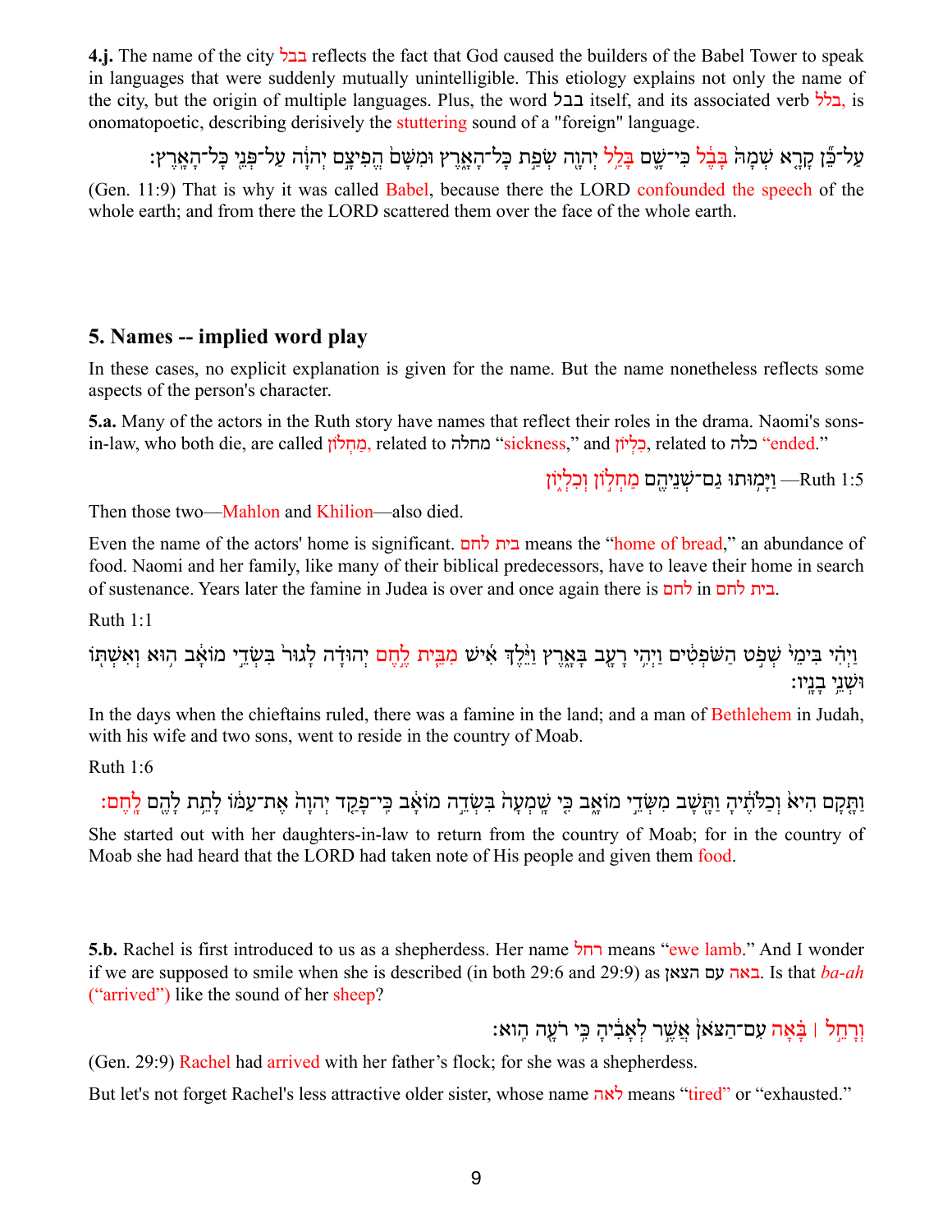**4.j.** The name of the city בבל reflects the fact that God caused the builders of the Babel Tower to speak in languages that were suddenly mutually unintelligible. This etiology explains not only the name of the city, but the origin of multiple languages. Plus, the word בבל itself, and its associated verb בלל, is onomatopoetic, describing derisively the stuttering sound of a "foreign" language.

עַל־כֵּ֞ן קָרָ֤א שְׁמָהּ֙ בָּבֶ֔ל כִּי־שָׁ֛ם בָּלַ֥ל יְהוָ֖ה שְׂפַ֣ת כָּל־הָאָ֑רֶץ וּמִשָּׁם֙ הֱפִיצָ֣ם יְהוָ֔ה עַל־פְּנֵ֖י כָּל־הָאָֽרֶץ׃

(Gen. 11:9) That is why it was called Babel, because there the LORD confounded the speech of the whole earth; and from there the LORD scattered them over the face of the whole earth.

## 5. Names -- implied word play

In these cases, no explicit explanation is given for the name. But the name nonetheless reflects some aspects of the person's character.

**5.a.** Many of the actors in the Ruth story have names that reflect their roles in the drama. Naomi's sons-in-law, who both die, are called מַחְלוֹן, related to מחלה "sickness," and כִּלְיוֹן, related to כלה "ended."

וַיָּמ֥וּתוּ גַם־שְׁנֵיהֶ֖ם מַחְל֣וֹן וְכִלְי֑וֹן —Ruth 1:5

Then those two—Mahlon and Khilion—also died.

Even the name of the actors' home is significant. בית לחם means the "home of bread," an abundance of food. Naomi and her family, like many of their biblical predecessors, have to leave their home in search of sustenance. Years later the famine in Judea is over and once again there is לחם in בית לחם.

Ruth 1:1

וַיְהִ֗י בִּימֵי֙ שְׁפֹ֣ט הַשֹּׁפְטִ֔ים וַיְהִ֥י רָעָ֖ב בָּאָ֑רֶץ וַיֵּ֨לֶךְ אִ֜ישׁ מִבֵּ֧ית לֶ֣חֶם יְהוּדָ֗ה לָגוּר֙ בִּשְׂדֵ֣י מוֹאָ֔ב ה֥וּא וְאִשְׁתּ֖וֹ וּשְׁנֵ֥י בָנָֽיו׃

In the days when the chieftains ruled, there was a famine in the land; and a man of Bethlehem in Judah, with his wife and two sons, went to reside in the country of Moab.

Ruth 1:6

וַתָּ֤קָם הִיא֙ וְכַלֹּתֶ֔יהָ וַתָּ֖שָׁב מִשְּׂדֵ֣י מוֹאָ֑ב כִּ֤י שָֽׁמְעָה֙ בִּשְׂדֵ֣ה מוֹאָ֔ב כִּֽי־פָקַ֤ד יְהוָה֙ אֶת־עַמּ֔וֹ לָתֵ֥ת לָהֶ֖ם לָֽחֶם׃

She started out with her daughters-in-law to return from the country of Moab; for in the country of Moab she had heard that the LORD had taken note of His people and given them food.

**5.b.** Rachel is first introduced to us as a shepherdess. Her name רחל means "ewe lamb." And I wonder if we are supposed to smile when she is described (in both 29:6 and 29:9) as באה עם הצאן. Is that *ba-ah* ("arrived") like the sound of her sheep?

וְרָחֵ֣ל ׀ בָּ֗אָה עִם־הַצֹּאן֙ אֲשֶׁ֣ר לְאָבִ֔יהָ כִּ֥י רֹעָ֖ה הִֽוא׃

(Gen. 29:9) Rachel had arrived with her father's flock; for she was a shepherdess.

But let's not forget Rachel's less attractive older sister, whose name לאה means "tired" or "exhausted."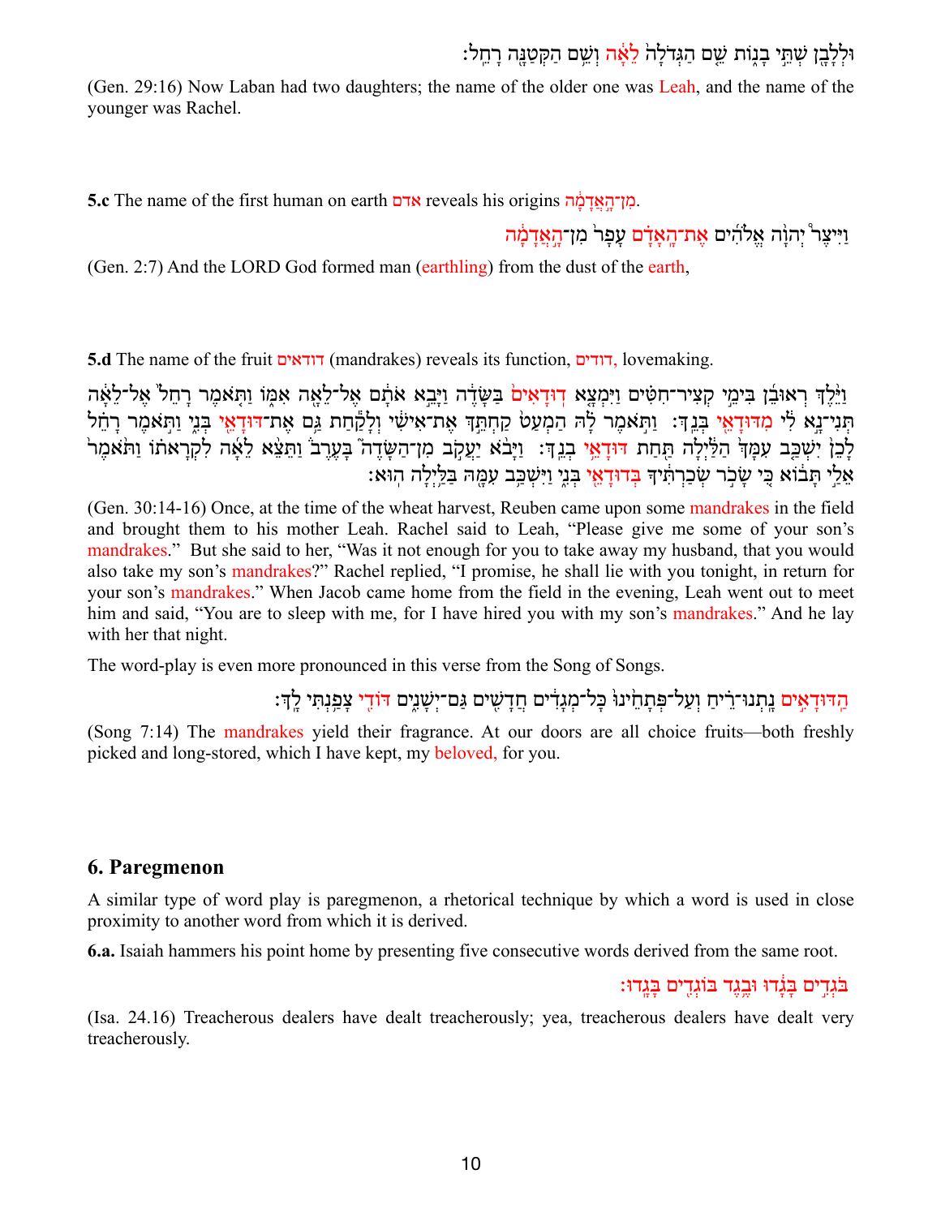וּלְלָבָן שְׁתֵּי בָנוֹת שֵׁם הַגְּדֹלָה לֵאָה וְשֵׁם הַקְּטַנָּה רָחֵל׃

(Gen. 29:16) Now Laban had two daughters; the name of the older one was Leah, and the name of the younger was Rachel.

**5.c** The name of the first human on earth אדם reveals his origins מִן־הָאֲדָמָה.

וַיִּיצֶר יְהוָה אֱלֹהִים אֶת־הָאָדָם עָפָר מִן־הָאֲדָמָה

(Gen. 2:7) And the LORD God formed man (earthling) from the dust of the earth,

**5.d** The name of the fruit דודאים (mandrakes) reveals its function, דודים, lovemaking.

וַיֵּלֶךְ רְאוּבֵן בִּימֵי קְצִיר־חִטִּים וַיִּמְצָא דוּדָאִים בַּשָּׂדֶה וַיָּבֵא אֹתָם אֶל־לֵאָה אִמּוֹ וַתֹּאמֶר רָחֵל אֶל־לֵאָה תְּנִי־נָא לִי מִדּוּדָאֵי בְּנֵךְ׃ וַתֹּאמֶר לָהּ הַמְעַט קַחְתֵּךְ אֶת־אִישִׁי וְלָקַחַת גַּם אֶת־דּוּדָאֵי בְּנִי וַתֹּאמֶר רָחֵל לָכֵן יִשְׁכַּב עִמָּךְ הַלַּיְלָה תַּחַת דּוּדָאֵי בְנֵךְ׃ וַיָּבֹא יַעֲקֹב מִן־הַשָּׂדֶה בָּעֶרֶב וַתֵּצֵא לֵאָה לִקְרָאתוֹ וַתֹּאמֶר אֵלַי תָּבוֹא כִּי שָׂכֹר שְׂכַרְתִּיךָ בְּדוּדָאֵי בְּנִי וַיִּשְׁכַּב עִמָּהּ בַּלַּיְלָה הוּא׃

(Gen. 30:14-16) Once, at the time of the wheat harvest, Reuben came upon some mandrakes in the field and brought them to his mother Leah. Rachel said to Leah, "Please give me some of your son's mandrakes." But she said to her, "Was it not enough for you to take away my husband, that you would also take my son's mandrakes?" Rachel replied, "I promise, he shall lie with you tonight, in return for your son's mandrakes." When Jacob came home from the field in the evening, Leah went out to meet him and said, "You are to sleep with me, for I have hired you with my son's mandrakes." And he lay with her that night.

The word-play is even more pronounced in this verse from the Song of Songs.

הַדּוּדָאִים נָתְנוּ־רֵיחַ וְעַל־פְּתָחֵינוּ כָּל־מְגָדִים חֲדָשִׁים גַּם־יְשָׁנִים דּוֹדִי צָפַנְתִּי לָךְ׃

(Song 7:14) The mandrakes yield their fragrance. At our doors are all choice fruits—both freshly picked and long-stored, which I have kept, my beloved, for you.

## 6. Paregmenon

A similar type of word play is paregmenon, a rhetorical technique by which a word is used in close proximity to another word from which it is derived.

**6.a.** Isaiah hammers his point home by presenting five consecutive words derived from the same root.

בֹּגְדִים בָּגָדוּ וּבֶגֶד בּוֹגְדִים בָּגָדוּ׃

(Isa. 24.16) Treacherous dealers have dealt treacherously; yea, treacherous dealers have dealt very treacherously.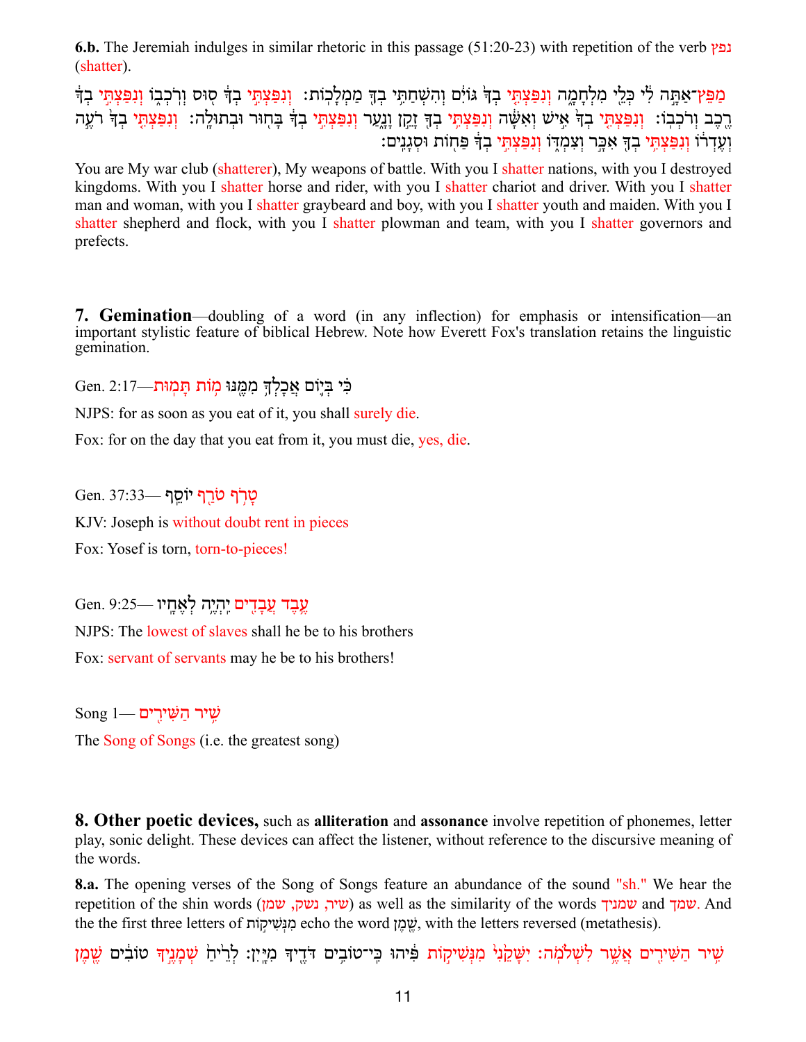**6.b.** The Jeremiah indulges in similar rhetoric in this passage (51:20-23) with repetition of the verb נפץ (shatter).

מַפֵּץ־אַתָּה לִי כְּלֵי מִלְחָמָה וְנִפַּצְתִּי בְךָ גּוֹיִם וְהִשְׁחַתִּי בְךָ מַמְלָכוֹת׃ וְנִפַּצְתִּי בְךָ סוּס וְרֹכְבוֹ וְנִפַּצְתִּי בְךָ רֶכֶב וְרֹכְבוֹ׃ וְנִפַּצְתִּי בְךָ אִישׁ וְאִשָּׁה וְנִפַּצְתִּי בְךָ זָקֵן וָנָעַר וְנִפַּצְתִּי בְךָ בָּחוּר וּבְתוּלָה׃ וְנִפַּצְתִּי בְךָ רֹעֶה וְעֶדְרוֹ וְנִפַּצְתִּי בְךָ אִכָּר וְצִמְדוֹ וְנִפַּצְתִּי בְךָ פַּחוֹת וּסְגָנִים׃

You are My war club (shatterer), My weapons of battle. With you I shatter nations, with you I destroyed kingdoms. With you I shatter horse and rider, with you I shatter chariot and driver. With you I shatter man and woman, with you I shatter graybeard and boy, with you I shatter youth and maiden. With you I shatter shepherd and flock, with you I shatter plowman and team, with you I shatter governors and prefects.

## 7. Gemination

**7. Gemination**—doubling of a word (in any inflection) for emphasis or intensification—an important stylistic feature of biblical Hebrew. Note how Everett Fox's translation retains the linguistic gemination.

Gen. 2:17—כִּי בְּיוֹם אֲכָלְךָ מִמֶּנּוּ מוֹת תָּמוּת

NJPS: for as soon as you eat of it, you shall surely die.

Fox: for on the day that you eat from it, you must die, yes, die.

Gen. 37:33— טָרֹף טֹרַף יוֹסֵף

KJV: Joseph is without doubt rent in pieces

Fox: Yosef is torn, torn-to-pieces!

Gen. 9:25— עֶבֶד עֲבָדִים יִהְיֶה לְאֶחָיו

NJPS: The lowest of slaves shall he be to his brothers

Fox: servant of servants may he be to his brothers!

Song 1— שִׁיר הַשִּׁירִים

The Song of Songs (i.e. the greatest song)

## 8. Other poetic devices

**8. Other poetic devices,** such as **alliteration** and **assonance** involve repetition of phonemes, letter play, sonic delight. These devices can affect the listener, without reference to the discursive meaning of the words.

**8.a.** The opening verses of the Song of Songs feature an abundance of the sound "sh." We hear the repetition of the shin words (שיר, נשק, שמן) as well as the similarity of the words שמניך and שמך. And the the first three letters of מִנְּשִׁיקוֹת echo the word שֶׁמֶן, with the letters reversed (metathesis).

שִׁיר הַשִּׁירִים אֲשֶׁר לִשְׁלֹמֹה׃ יִשָּׁקֵנִי מִנְּשִׁיקוֹת פִּיהוּ כִּי־טוֹבִים דֹּדֶיךָ מִיָּיִן׃ לְרֵיחַ שְׁמָנֶיךָ טוֹבִים שֶׁמֶן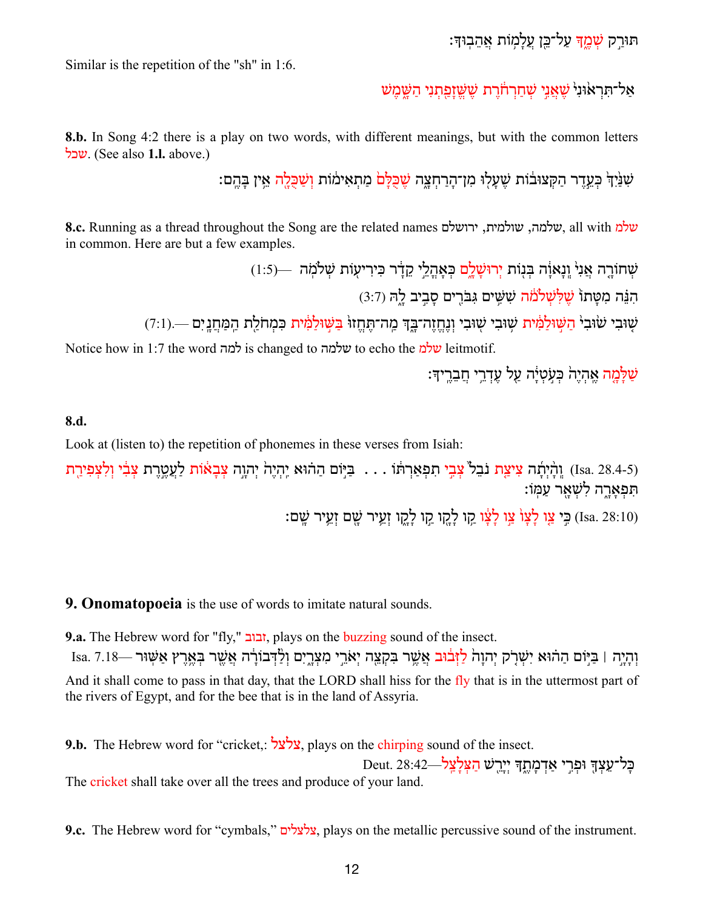תּוּרַק שְׁמֶךָ עַל־כֵּן עֲלָמוֹת אֲהֵבוּךָ׃

Similar is the repetition of the "sh" in 1:6.

אַל־תִּרְאוּנִי שֶׁאֲנִי שְׁחַרְחֹרֶת שֶׁשֱּׁזָפַתְנִי הַשָּׁמֶשׁ

**8.b.** In Song 4:2 there is a play on two words, with different meanings, but with the common letters שכל. (See also **1.l.** above.)

שִׁנַּיִךְ כְּעֵדֶר הַקְּצוּבוֹת שֶׁעָלוּ מִן־הָרַחְצָה שֶׁכֻּלָּם מַתְאִימוֹת וְשַׁכֻּלָה אֵין בָּהֶם׃

**8.c.** Running as a thread throughout the Song are the related names שלמה, שולמית, ירושלם, all with שלמ in common. Here are but a few examples.

שְׁחוֹרָה אֲנִי וְנָאוָה בְּנוֹת יְרוּשָׁלָםִ כְּאָהֳלֵי קֵדָר כִּירִיעוֹת שְׁלֹמֹה —(1:5)

הִנֵּה מִטָּתוֹ שֶׁלִּשְׁלֹמֹה שִׁשִּׁים גִּבֹּרִים סָבִיב לָהּ (3:7)

שׁוּבִי שׁוּבִי הַשּׁוּלַמִּית שׁוּבִי שׁוּבִי וְנֶחֱזֶה־בָּךְ מַה־תֶּחֱזוּ בַּשּׁוּלַמִּית כִּמְחֹלַת הַמַּחֲנָיִם —(7:1).

Notice how in 1:7 the word למה is changed to שלמה to echo the שלמ leitmotif.

שַׁלָּמָה אֶהְיֶה כְּעֹטְיָה עַל עֶדְרֵי חֲבֵרֶיךָ׃

**8.d.**

Look at (listen to) the repetition of phonemes in these verses from Isiah:

(Isa. 28.4-5) וְהָיְתָה צִיצַת נֹבֵל צְבִי תִפְאַרְתּוֹ . . . בַּיּוֹם הַהוּא יִהְיֶה יְהוָה צְבָאוֹת לַעֲטֶרֶת צְבִי וְלִצְפִירַת תִּפְאָרָה לִשְׁאָר עַמּוֹ׃

(Isa. 28:10) כִּי צַו לָצָו צַו לָצָו קַו לָקָו קַו לָקָו זְעֵיר שָׁם זְעֵיר שָׁם׃

## 9. Onomatopoeia

**9. Onomatopoeia** is the use of words to imitate natural sounds.

**9.a.** The Hebrew word for "fly," זבוב, plays on the buzzing sound of the insect.

Isa. 7.18— וְהָיָה | בַּיּוֹם הַהוּא יִשְׁרֹק יְהוָה לַזְּבוּב אֲשֶׁר בִּקְצֵה יְאֹרֵי מִצְרָיִם וְלַדְּבוֹרָה אֲשֶׁר בְּאֶרֶץ אַשּׁוּר

And it shall come to pass in that day, that the LORD shall hiss for the fly that is in the uttermost part of the rivers of Egypt, and for the bee that is in the land of Assyria.

**9.b.** The Hebrew word for "cricket,: צלצל, plays on the chirping sound of the insect.

Deut. 28:42—כָּל־עֵצְךָ וּפְרִי אַדְמָתֶךָ יְיָרֵשׁ הַצְּלָצַל

The cricket shall take over all the trees and produce of your land.

**9.c.** The Hebrew word for "cymbals," צלצלים, plays on the metallic percussive sound of the instrument.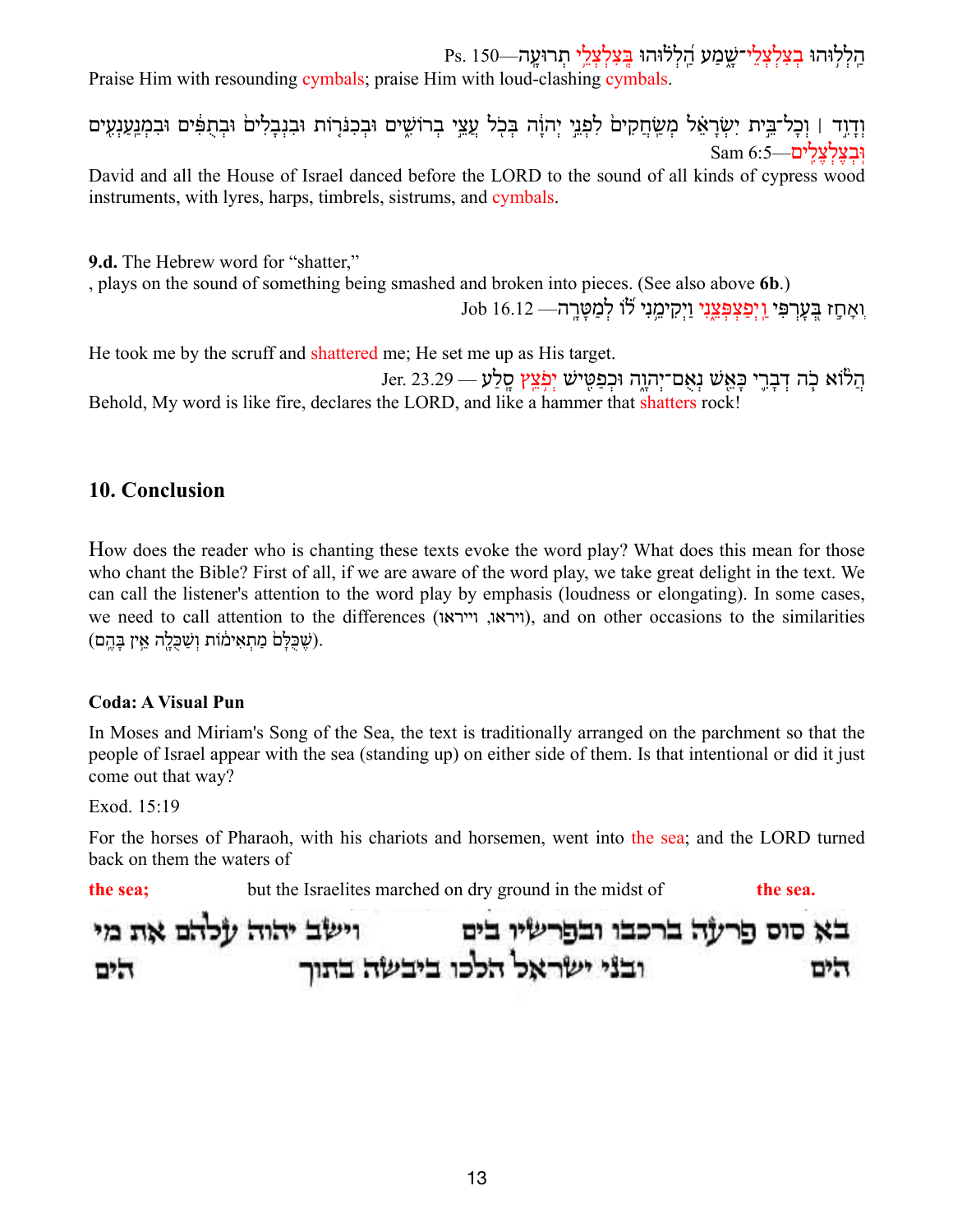הַלְלוּהוּ בְצִלְצְלֵי־שָׁמַע הַלְלוּהוּ בְּצִלְצְלֵי תְרוּעָה—Ps. 150

Praise Him with resounding cymbals; praise Him with loud-clashing cymbals.

וְדָוִד ׀ וְכָל־בֵּית יִשְׂרָאֵל מְשַׂחֲקִים לִפְנֵי יְהוָה בְּכֹל עֲצֵי בְרוֹשִׁים וּבְכִנֹּרוֹת וּבִנְבָלִים וּבְתֻפִּים וּבִמְנַעַנְעִים וּבְצֶלְצֶלִים—Sam 6:5

David and all the House of Israel danced before the LORD to the sound of all kinds of cypress wood instruments, with lyres, harps, timbrels, sistrums, and cymbals.

**9.d.** The Hebrew word for "shatter,"
, plays on the sound of something being smashed and broken into pieces. (See also above **6b**.)

וְאָחַז בְּעָרְפִּי וַיְפַצְפְּצֵנִי וַיְקִימֵנִי לוֹ לְמַטָּרָה— Job 16.12

He took me by the scruff and shattered me; He set me up as His target.

הֲלוֹא כֹה דְבָרִי כָּאֵשׁ נְאֻם־יְהוָה וּכְפַטִּישׁ יְפֹצֵץ סָלַע — Jer. 23.29

Behold, My word is like fire, declares the LORD, and like a hammer that shatters rock!

## 10. Conclusion

How does the reader who is chanting these texts evoke the word play? What does this mean for those who chant the Bible? First of all, if we are aware of the word play, we take great delight in the text. We can call the listener's attention to the word play by emphasis (loudness or elongating). In some cases, we need to call attention to the differences (ויראו, ויראו), and on other occasions to the similarities (שֶׁכֻּלָּם מַתְאִימוֹת וְשַׁכֻּלָה אֵין בָּהֶם).

### Coda: A Visual Pun

In Moses and Miriam's Song of the Sea, the text is traditionally arranged on the parchment so that the people of Israel appear with the sea (standing up) on either side of them. Is that intentional or did it just come out that way?

Exod. 15:19

For the horses of Pharaoh, with his chariots and horsemen, went into the sea; and the LORD turned back on them the waters of

**the sea;** but the Israelites marched on dry ground in the midst of **the sea.**

בא סוס פרעה ברכבו ובפרשיו בים        וישב יהוה עלהם את מי
הים        ובני ישראל הלכו ביבשה בתוך        הים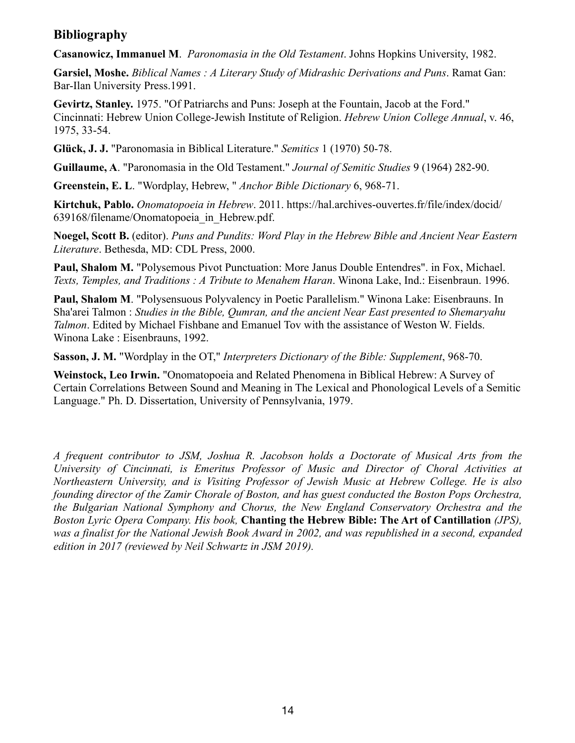## Bibliography

**Casanowicz, Immanuel M**. *Paronomasia in the Old Testament*. Johns Hopkins University, 1982.

**Garsiel, Moshe.** *Biblical Names : A Literary Study of Midrashic Derivations and Puns*. Ramat Gan: Bar-Ilan University Press.1991.

**Gevirtz, Stanley.** 1975. "Of Patriarchs and Puns: Joseph at the Fountain, Jacob at the Ford." Cincinnati: Hebrew Union College-Jewish Institute of Religion. *Hebrew Union College Annual*, v. 46, 1975, 33-54.

**Glück, J. J.** "Paronomasia in Biblical Literature." *Semitics* 1 (1970) 50-78.

**Guillaume, A**. "Paronomasia in the Old Testament." *Journal of Semitic Studies* 9 (1964) 282-90.

**Greenstein, E. L**. "Wordplay, Hebrew, " *Anchor Bible Dictionary* 6, 968-71.

**Kirtchuk, Pablo.** *Onomatopoeia in Hebrew*. 2011. https://hal.archives-ouvertes.fr/file/index/docid/639168/filename/Onomatopoeia_in_Hebrew.pdf.

**Noegel, Scott B.** (editor). *Puns and Pundits: Word Play in the Hebrew Bible and Ancient Near Eastern Literature*. Bethesda, MD: CDL Press, 2000.

**Paul, Shalom M.** "Polysemous Pivot Punctuation: More Janus Double Entendres". in Fox, Michael. *Texts, Temples, and Traditions : A Tribute to Menahem Haran*. Winona Lake, Ind.: Eisenbraun. 1996.

**Paul, Shalom M**. "Polysensuous Polyvalency in Poetic Parallelism." Winona Lake: Eisenbrauns. In Sha'arei Talmon : *Studies in the Bible, Qumran, and the ancient Near East presented to Shemaryahu Talmon*. Edited by Michael Fishbane and Emanuel Tov with the assistance of Weston W. Fields. Winona Lake : Eisenbrauns, 1992.

**Sasson, J. M.** "Wordplay in the OT," *Interpreters Dictionary of the Bible: Supplement*, 968-70.

**Weinstock, Leo Irwin.** "Onomatopoeia and Related Phenomena in Biblical Hebrew: A Survey of Certain Correlations Between Sound and Meaning in The Lexical and Phonological Levels of a Semitic Language." Ph. D. Dissertation, University of Pennsylvania, 1979.

*A frequent contributor to JSM, Joshua R. Jacobson holds a Doctorate of Musical Arts from the University of Cincinnati, is Emeritus Professor of Music and Director of Choral Activities at Northeastern University, and is Visiting Professor of Jewish Music at Hebrew College. He is also founding director of the Zamir Chorale of Boston, and has guest conducted the Boston Pops Orchestra, the Bulgarian National Symphony and Chorus, the New England Conservatory Orchestra and the Boston Lyric Opera Company. His book,* **Chanting the Hebrew Bible: The Art of Cantillation** *(JPS), was a finalist for the National Jewish Book Award in 2002, and was republished in a second, expanded edition in 2017 (reviewed by Neil Schwartz in JSM 2019).*